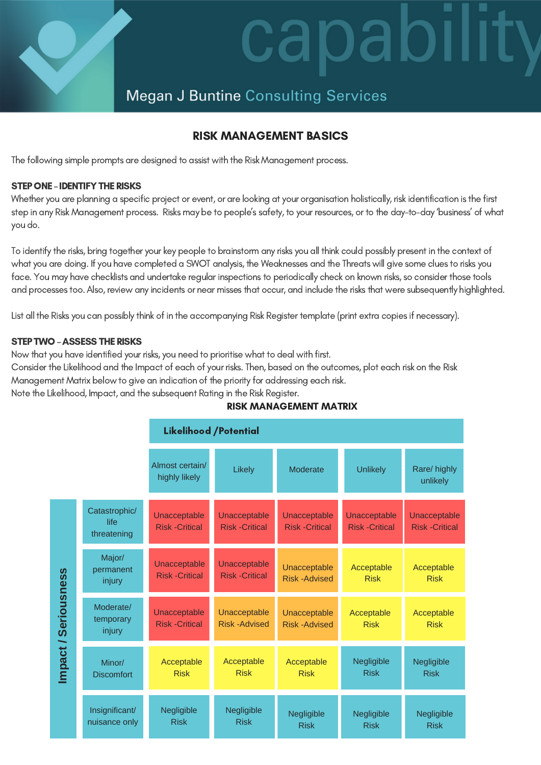capability

Megan J Buntine Consulting Services

# RISK MANAGEMENT BASICS

The following simple prompts are designed to assist with the Risk Management process.

**STEP ONE – IDENTIFY THE RISKS**

Whether you are planning a specific project or event, or are looking at your organisation holistically, risk identification is the first step in any Risk Management process. Risks may be to people's safety, to your resources, or to the day-to-day 'business' of what you do.

To identify the risks, bring together your key people to brainstorm any risks you all think could possibly present in the context of what you are doing. If you have completed a SWOT analysis, the Weaknesses and the Threats will give some clues to risks you face. You may have checklists and undertake regular inspections to periodically check on known risks, so consider those tools and processes too. Also, review any incidents or near misses that occur, and include the risks that were subsequently highlighted.

List all the Risks you can possibly think of in the accompanying Risk Register template (print extra copies if necessary).

**STEP TWO – ASSESS THE RISKS**

Now that you have identified your risks, you need to prioritise what to deal with first.
Consider the Likelihood and the Impact of each of your risks. Then, based on the outcomes, plot each risk on the Risk Management Matrix below to give an indication of the priority for addressing each risk.
Note the Likelihood, Impact, and the subsequent Rating in the Risk Register.

**RISK MANAGEMENT MATRIX**

| Impact / Seriousness | Likelihood / Potential: Almost certain/ highly likely | Likely | Moderate | Unlikely | Rare/ highly unlikely |
|---|---|---|---|---|---|
| Catastrophic/ life threatening | Unacceptable Risk -Critical | Unacceptable Risk -Critical | Unacceptable Risk -Critical | Unacceptable Risk -Critical | Unacceptable Risk -Critical |
| Major/ permanent injury | Unacceptable Risk -Critical | Unacceptable Risk -Critical | Unacceptable Risk -Advised | Acceptable Risk | Acceptable Risk |
| Moderate/ temporary injury | Unacceptable Risk -Critical | Unacceptable Risk -Advised | Unacceptable Risk -Advised | Acceptable Risk | Acceptable Risk |
| Minor/ Discomfort | Acceptable Risk | Acceptable Risk | Acceptable Risk | Negligible Risk | Negligible Risk |
| Insignificant/ nuisance only | Negligible Risk | Negligible Risk | Negligible Risk | Negligible Risk | Negligible Risk |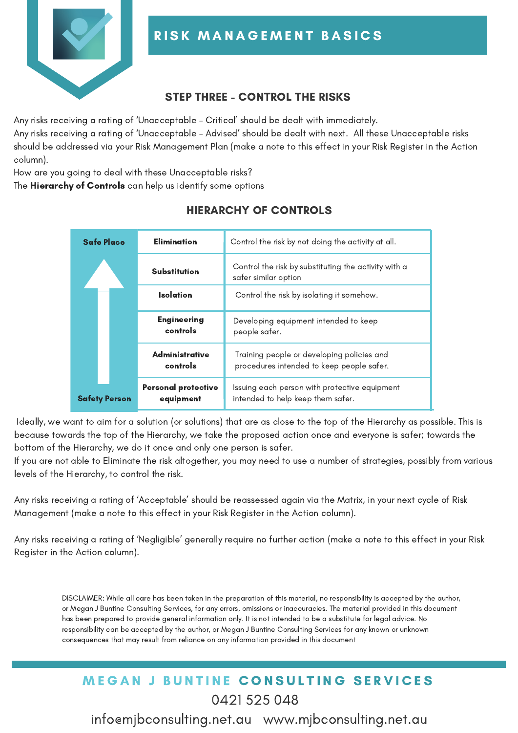# RISK MANAGEMENT BASICS

## STEP THREE - CONTROL THE RISKS

Any risks receiving a rating of 'Unacceptable - Critical' should be dealt with immediately.
Any risks receiving a rating of 'Unacceptable - Advised' should be dealt with next. All these Unacceptable risks should be addressed via your Risk Management Plan (make a note to this effect in your Risk Register in the Action column).
How are you going to deal with these Unacceptable risks?
The **Hierarchy of Controls** can help us identify some options

### HIERARCHY OF CONTROLS

| | | |
|---|---|---|
| **Safe Place** | **Elimination** | Control the risk by not doing the activity at all. |
| | **Substitution** | Control the risk by substituting the activity with a safer similar option |
| | **Isolation** | Control the risk by isolating it somehow. |
| | **Engineering controls** | Developing equipment intended to keep people safer. |
| | **Administrative controls** | Training people or developing policies and procedures intended to keep people safer. |
| **Safety Person** | **Personal protective equipment** | Issuing each person with protective equipment intended to help keep them safer. |

Ideally, we want to aim for a solution (or solutions) that are as close to the top of the Hierarchy as possible. This is because towards the top of the Hierarchy, we take the proposed action once and everyone is safer; towards the bottom of the Hierarchy, we do it once and only one person is safer.
If you are not able to Eliminate the risk altogether, you may need to use a number of strategies, possibly from various levels of the Hierarchy, to control the risk.

Any risks receiving a rating of 'Acceptable' should be reassessed again via the Matrix, in your next cycle of Risk Management (make a note to this effect in your Risk Register in the Action column).

Any risks receiving a rating of 'Negligible' generally require no further action (make a note to this effect in your Risk Register in the Action column).

DISCLAIMER: While all care has been taken in the preparation of this material, no responsibility is accepted by the author, or Megan J Buntine Consulting Services, for any errors, omissions or inaccuracies. The material provided in this document has been prepared to provide general information only. It is not intended to be a substitute for legal advice. No responsibility can be accepted by the author, or Megan J Buntine Consulting Services for any known or unknown consequences that may result from reliance on any information provided in this document

MEGAN J BUNTINE CONSULTING SERVICES
0421 525 048
info@mjbconsulting.net.au www.mjbconsulting.net.au